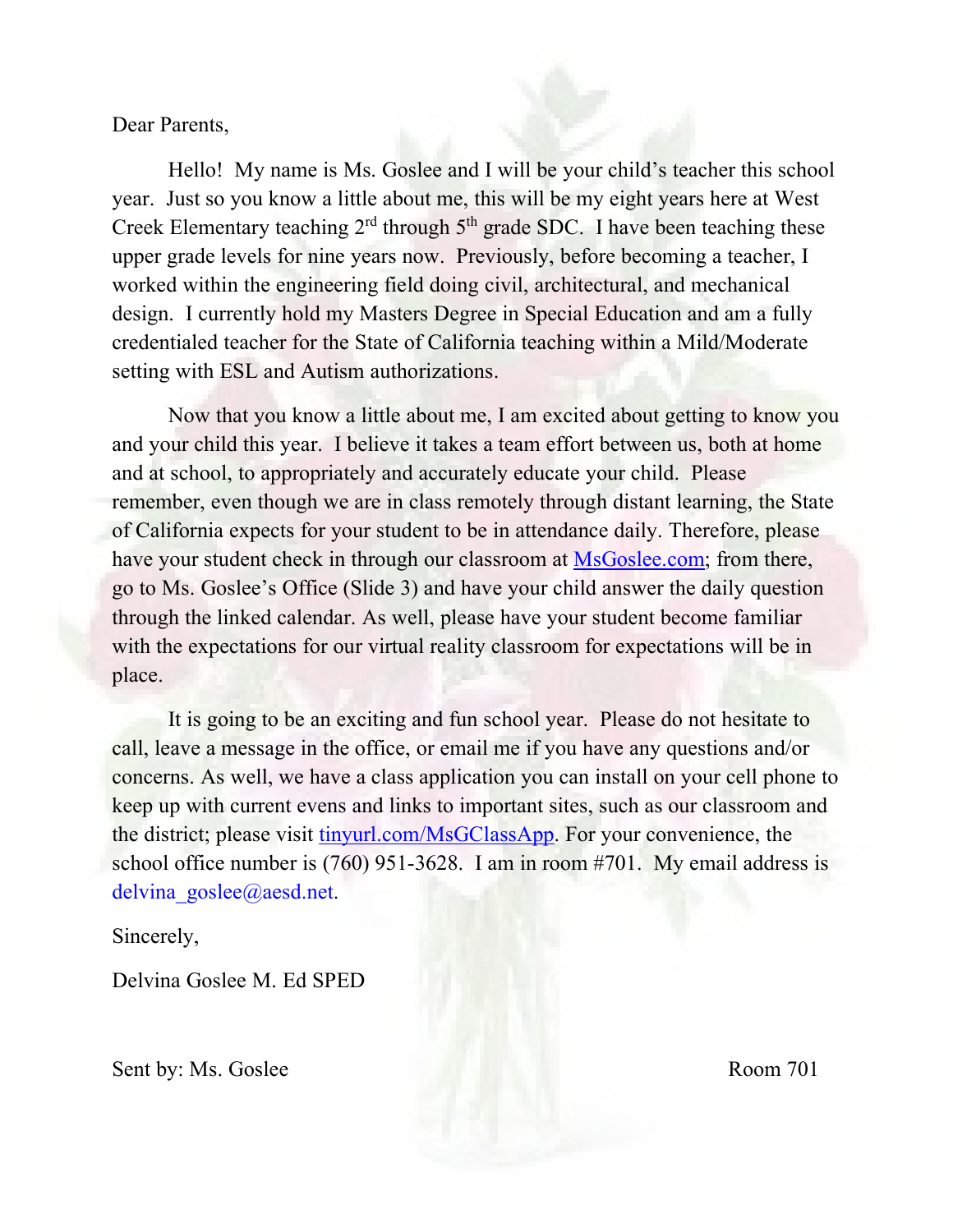Dear Parents,

Hello! My name is Ms. Goslee and I will be your child's teacher this school year. Just so you know a little about me, this will be my eight years here at West Creek Elementary teaching 2nd through 5th grade SDC. I have been teaching these upper grade levels for nine years now. Previously, before becoming a teacher, I worked within the engineering field doing civil, architectural, and mechanical design. I currently hold my Masters Degree in Special Education and am a fully credentialed teacher for the State of California teaching within a Mild/Moderate setting with ESL and Autism authorizations.

Now that you know a little about me, I am excited about getting to know you and your child this year. I believe it takes a team effort between us, both at home and at school, to appropriately and accurately educate your child. Please remember, even though we are in class remotely through distant learning, the State of California expects for your student to be in attendance daily. Therefore, please have your student check in through our classroom at [MsGoslee.com](MsGoslee.com); from there, go to Ms. Goslee's Office (Slide 3) and have your child answer the daily question through the linked calendar. As well, please have your student become familiar with the expectations for our virtual reality classroom for expectations will be in place.

It is going to be an exciting and fun school year. Please do not hesitate to call, leave a message in the office, or email me if you have any questions and/or concerns. As well, we have a class application you can install on your cell phone to keep up with current evens and links to important sites, such as our classroom and the district; please visit [tinyurl.com/MsGClassApp](tinyurl.com/MsGClassApp). For your convenience, the school office number is (760) 951-3628. I am in room #701. My email address is delvina_goslee@aesd.net.

Sincerely,

Delvina Goslee M. Ed SPED

Sent by: Ms. Goslee Room 701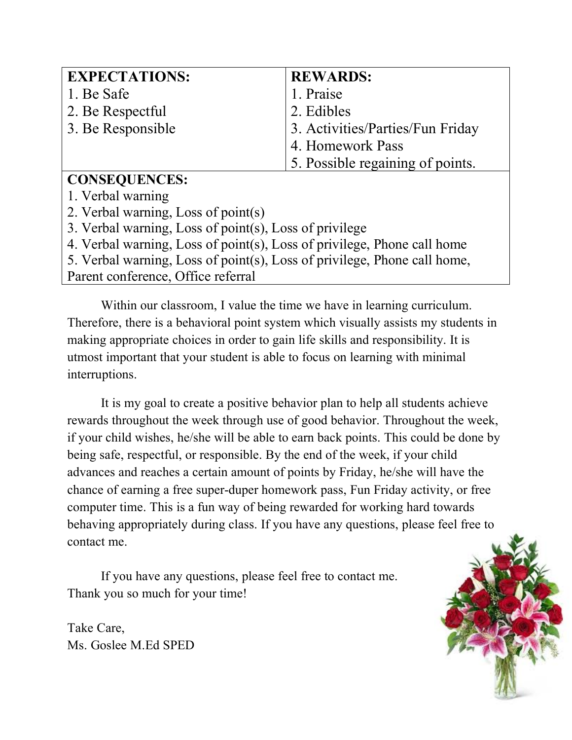| **EXPECTATIONS:** | **REWARDS:** |
|---|---|
| 1. Be Safe<br>2. Be Respectful<br>3. Be Responsible | 1. Praise<br>2. Edibles<br>3. Activities/Parties/Fun Friday<br>4. Homework Pass<br>5. Possible regaining of points. |

| **CONSEQUENCES:** |
|---|
| 1. Verbal warning<br>2. Verbal warning, Loss of point(s)<br>3. Verbal warning, Loss of point(s), Loss of privilege<br>4. Verbal warning, Loss of point(s), Loss of privilege, Phone call home<br>5. Verbal warning, Loss of point(s), Loss of privilege, Phone call home, Parent conference, Office referral |

Within our classroom, I value the time we have in learning curriculum. Therefore, there is a behavioral point system which visually assists my students in making appropriate choices in order to gain life skills and responsibility. It is utmost important that your student is able to focus on learning with minimal interruptions.

It is my goal to create a positive behavior plan to help all students achieve rewards throughout the week through use of good behavior. Throughout the week, if your child wishes, he/she will be able to earn back points. This could be done by being safe, respectful, or responsible. By the end of the week, if your child advances and reaches a certain amount of points by Friday, he/she will have the chance of earning a free super-duper homework pass, Fun Friday activity, or free computer time. This is a fun way of being rewarded for working hard towards behaving appropriately during class. If you have any questions, please feel free to contact me.

If you have any questions, please feel free to contact me.
Thank you so much for your time!

Take Care,
Ms. Goslee M.Ed SPED